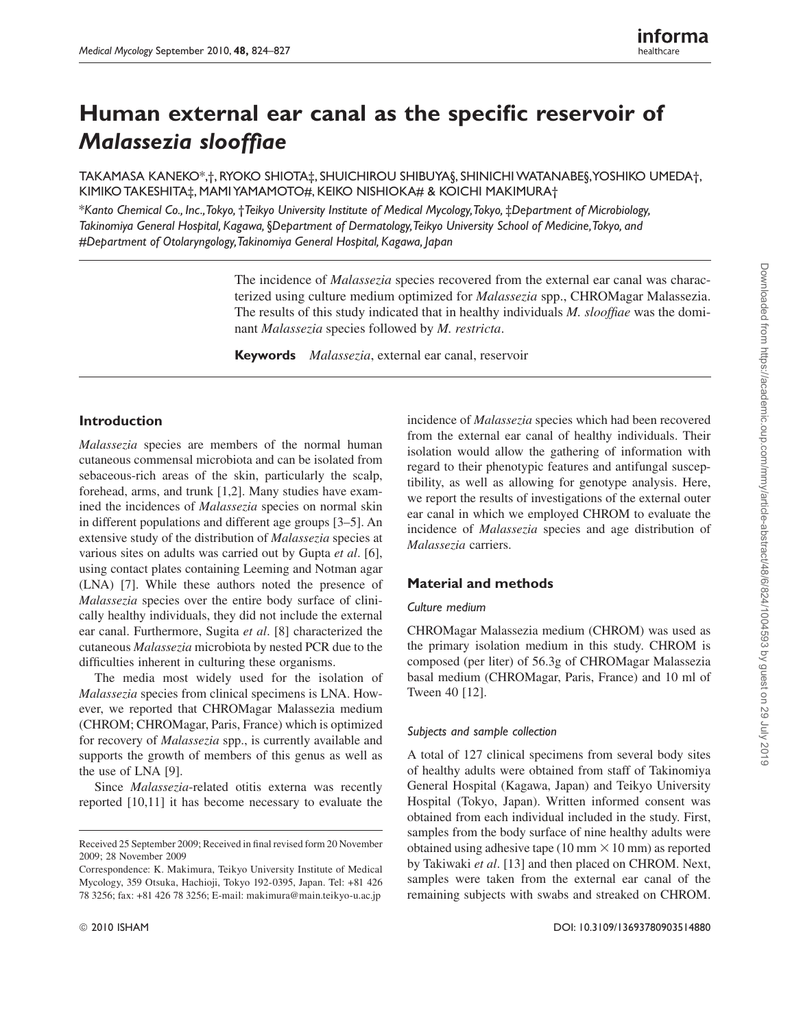# Human external ear canal as the specific reservoir of *Malassezia slooffiae*

TAKAMASA KANEKO*,†, RYOKO SHIOTA‡, SHUICHIROU SHIBUYA§, SHINICHI WATANABE§, YOSHIKO UMEDA†, KIMIKO TAKESHITA‡, MAMI YAMAMOTO#, KEIKO NISHIOKA# & KOICHI MAKIMURA†

*\*Kanto Chemical Co., Inc., Tokyo, †Teikyo University Institute of Medical Mycology, Tokyo, ‡Department of Microbiology, Takinomiya General Hospital, Kagawa, §Department of Dermatology, Teikyo University School of Medicine, Tokyo, and #Department of Otolaryngology, Takinomiya General Hospital, Kagawa, Japan*

The incidence of *Malassezia* species recovered from the external ear canal was characterized using culture medium optimized for *Malassezia* spp., CHROMagar Malassezia. The results of this study indicated that in healthy individuals *M. slooffiae* was the dominant *Malassezia* species followed by *M. restricta*.

**Keywords** *Malassezia*, external ear canal, reservoir

## Introduction

*Malassezia* species are members of the normal human cutaneous commensal microbiota and can be isolated from sebaceous-rich areas of the skin, particularly the scalp, forehead, arms, and trunk [1,2]. Many studies have examined the incidences of *Malassezia* species on normal skin in different populations and different age groups [3–5]. An extensive study of the distribution of *Malassezia* species at various sites on adults was carried out by Gupta *et al*. [6], using contact plates containing Leeming and Notman agar (LNA) [7]. While these authors noted the presence of *Malassezia* species over the entire body surface of clinically healthy individuals, they did not include the external ear canal. Furthermore, Sugita *et al*. [8] characterized the cutaneous *Malassezia* microbiota by nested PCR due to the difficulties inherent in culturing these organisms.

The media most widely used for the isolation of *Malassezia* species from clinical specimens is LNA. However, we reported that CHROMagar Malassezia medium (CHROM; CHROMagar, Paris, France) which is optimized for recovery of *Malassezia* spp., is currently available and supports the growth of members of this genus as well as the use of LNA [9].

Since *Malassezia*-related otitis externa was recently reported [10,11] it has become necessary to evaluate the incidence of *Malassezia* species which had been recovered from the external ear canal of healthy individuals. Their isolation would allow the gathering of information with regard to their phenotypic features and antifungal susceptibility, as well as allowing for genotype analysis. Here, we report the results of investigations of the external outer ear canal in which we employed CHROM to evaluate the incidence of *Malassezia* species and age distribution of *Malassezia* carriers.

## Material and methods

### Culture medium

CHROMagar Malassezia medium (CHROM) was used as the primary isolation medium in this study. CHROM is composed (per liter) of 56.3g of CHROMagar Malassezia basal medium (CHROMagar, Paris, France) and 10 ml of Tween 40 [12].

### Subjects and sample collection

A total of 127 clinical specimens from several body sites of healthy adults were obtained from staff of Takinomiya General Hospital (Kagawa, Japan) and Teikyo University Hospital (Tokyo, Japan). Written informed consent was obtained from each individual included in the study. First, samples from the body surface of nine healthy adults were obtained using adhesive tape ($10\ \text{mm} \times 10\ \text{mm}$) as reported by Takiwaki *et al*. [13] and then placed on CHROM. Next, samples were taken from the external ear canal of the remaining subjects with swabs and streaked on CHROM.

Received 25 September 2009; Received in final revised form 20 November 2009; 28 November 2009

Correspondence: K. Makimura, Teikyo University Institute of Medical Mycology, 359 Otsuka, Hachioji, Tokyo 192-0395, Japan. Tel: +81 426 78 3256; fax: +81 426 78 3256; E-mail: makimura@main.teikyo-u.ac.jp

© 2010 ISHAM DOI: 10.3109/13693780903514880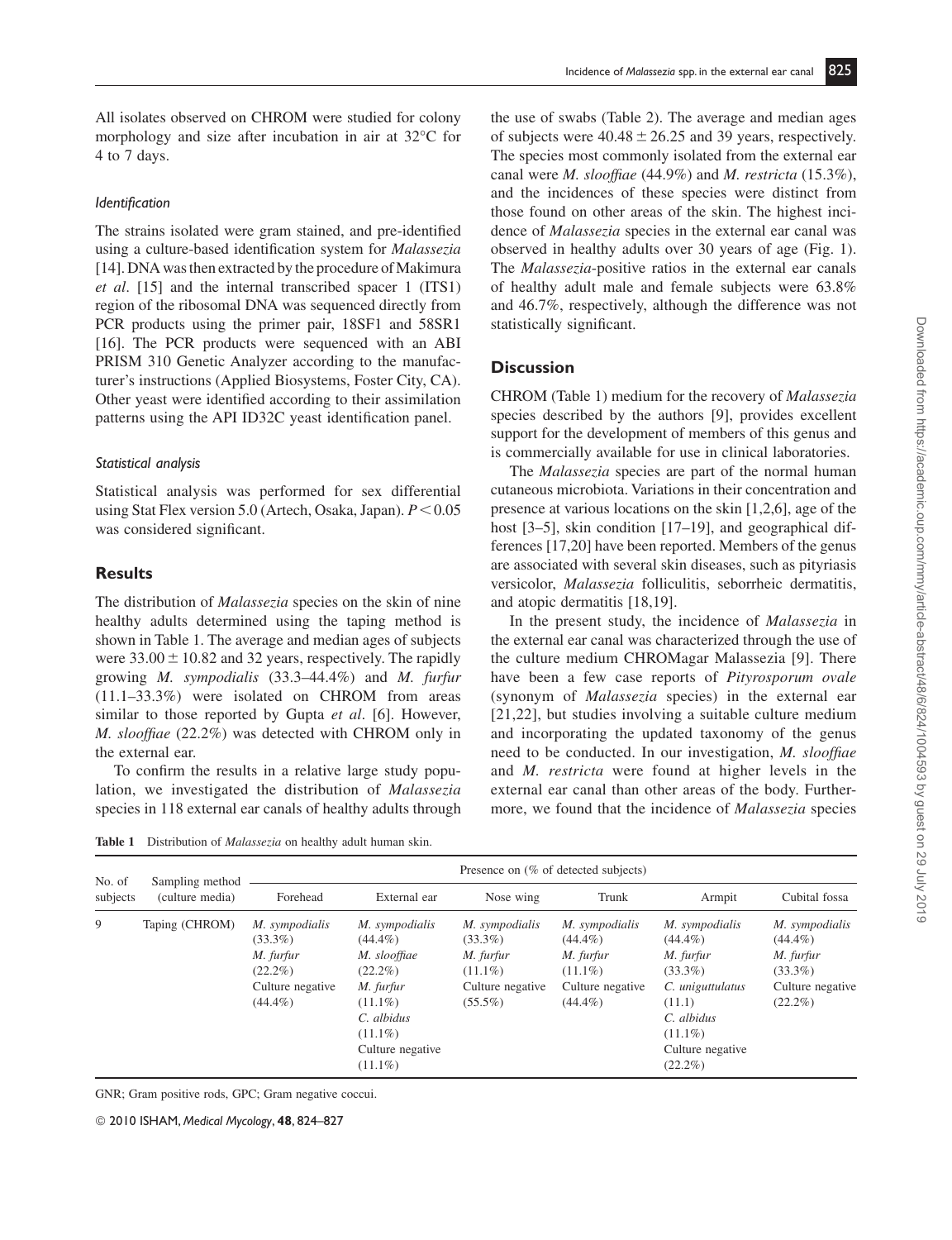All isolates observed on CHROM were studied for colony morphology and size after incubation in air at 32°C for 4 to 7 days.

### *Identification*

The strains isolated were gram stained, and pre-identified using a culture-based identification system for *Malassezia* [14]. DNA was then extracted by the procedure of Makimura *et al*. [15] and the internal transcribed spacer 1 (ITS1) region of the ribosomal DNA was sequenced directly from PCR products using the primer pair, 18SF1 and 58SR1 [16]. The PCR products were sequenced with an ABI PRISM 310 Genetic Analyzer according to the manufacturer's instructions (Applied Biosystems, Foster City, CA). Other yeast were identified according to their assimilation patterns using the API ID32C yeast identification panel.

### *Statistical analysis*

Statistical analysis was performed for sex differential using Stat Flex version 5.0 (Artech, Osaka, Japan). $P < 0.05$ was considered significant.

## Results

The distribution of *Malassezia* species on the skin of nine healthy adults determined using the taping method is shown in Table 1. The average and median ages of subjects were $33.00 \pm 10.82$ and 32 years, respectively. The rapidly growing *M. sympodialis* (33.3–44.4%) and *M. furfur* (11.1–33.3%) were isolated on CHROM from areas similar to those reported by Gupta *et al*. [6]. However, *M. slooffiae* (22.2%) was detected with CHROM only in the external ear.

To confirm the results in a relative large study population, we investigated the distribution of *Malassezia* species in 118 external ear canals of healthy adults through the use of swabs (Table 2). The average and median ages of subjects were $40.48 \pm 26.25$ and 39 years, respectively. The species most commonly isolated from the external ear canal were *M. slooffiae* (44.9%) and *M. restricta* (15.3%), and the incidences of these species were distinct from those found on other areas of the skin. The highest incidence of *Malassezia* species in the external ear canal was observed in healthy adults over 30 years of age (Fig. 1). The *Malassezia*-positive ratios in the external ear canals of healthy adult male and female subjects were 63.8% and 46.7%, respectively, although the difference was not statistically significant.

## Discussion

CHROM (Table 1) medium for the recovery of *Malassezia* species described by the authors [9], provides excellent support for the development of members of this genus and is commercially available for use in clinical laboratories.

The *Malassezia* species are part of the normal human cutaneous microbiota. Variations in their concentration and presence at various locations on the skin [1,2,6], age of the host [3–5], skin condition [17–19], and geographical differences [17,20] have been reported. Members of the genus are associated with several skin diseases, such as pityriasis versicolor, *Malassezia* folliculitis, seborrheic dermatitis, and atopic dermatitis [18,19].

In the present study, the incidence of *Malassezia* in the external ear canal was characterized through the use of the culture medium CHROMagar Malassezia [9]. There have been a few case reports of *Pityrosporum ovale* (synonym of *Malassezia* species) in the external ear [21,22], but studies involving a suitable culture medium and incorporating the updated taxonomy of the genus need to be conducted. In our investigation, *M. slooffiae* and *M. restricta* were found at higher levels in the external ear canal than other areas of the body. Furthermore, we found that the incidence of *Malassezia* species

**Table 1** Distribution of *Malassezia* on healthy adult human skin.

| No. of subjects | Sampling method (culture media) | Presence on (% of detected subjects) | | | | | |
|---|---|---|---|---|---|---|---|
| | | Forehead | External ear | Nose wing | Trunk | Armpit | Cubital fossa |
| 9 | Taping (CHROM) | *M. sympodialis* (33.3%) *M. furfur* (22.2%) Culture negative (44.4%) | *M. sympodialis* (44.4%) *M. slooffiae* (22.2%) *M. furfur* (11.1%) *C. albidus* (11.1%) Culture negative (11.1%) | *M. sympodialis* (33.3%) *M. furfur* (11.1%) Culture negative (55.5%) | *M. sympodialis* (44.4%) *M. furfur* (11.1%) Culture negative (44.4%) | *M. sympodialis* (44.4%) *M. furfur* (33.3%) *C. uniguttulatus* (11.1) *C. albidus* (11.1%) Culture negative (22.2%) | *M. sympodialis* (44.4%) *M. furfur* (33.3%) Culture negative (22.2%) |

GNR; Gram positive rods, GPC; Gram negative cocci.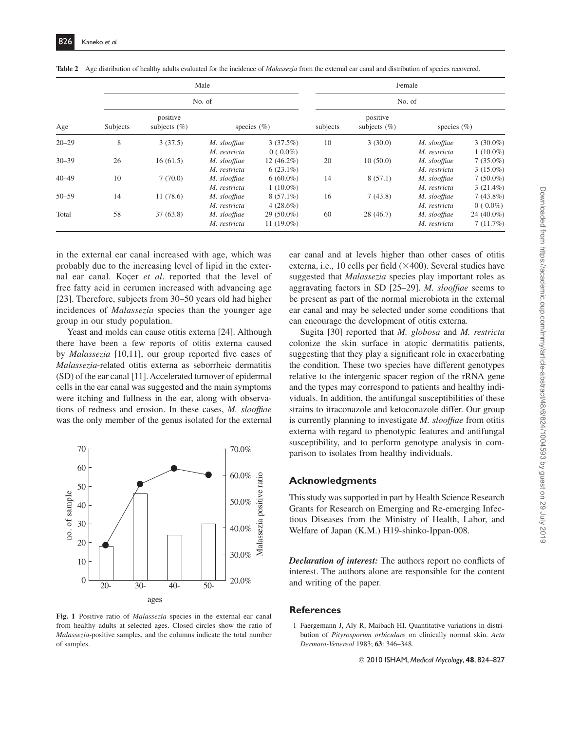**Table 2** Age distribution of healthy adults evaluated for the incidence of *Malassezia* from the external ear canal and distribution of species recovered.

| | Male | | | | Female | | | |
|---|---|---|---|---|---|---|---|---|
| | No. of | | | | No. of | | | |
| Age | Subjects | positive subjects (%) | species (%) | | subjects | positive subjects (%) | species (%) | |
| 20–29 | 8 | 3 (37.5) | *M. slooffiae* | 3 (37.5%) | 10 | 3 (30.0) | *M. slooffiae* | 3 (30.0%) |
| | | | *M. restricta* | 0 ( 0.0%) | | | *M. restricta* | 1 (10.0%) |
| 30–39 | 26 | 16 (61.5) | *M. slooffiae* | 12 (46.2%) | 20 | 10 (50.0) | *M. slooffiae* | 7 (35.0%) |
| | | | *M. restricta* | 6 (23.1%) | | | *M. restricta* | 3 (15.0%) |
| 40–49 | 10 | 7 (70.0) | *M. slooffiae* | 6 (60.0%) | 14 | 8 (57.1) | *M. slooffiae* | 7 (50.0%) |
| | | | *M. restricta* | 1 (10.0%) | | | *M. restricta* | 3 (21.4%) |
| 50–59 | 14 | 11 (78.6) | *M. slooffiae* | 8 (57.1%) | 16 | 7 (43.8) | *M. slooffiae* | 7 (43.8%) |
| | | | *M. restricta* | 4 (28.6%) | | | *M. restricta* | 0 ( 0.0%) |
| Total | 58 | 37 (63.8) | *M. slooffiae* | 29 (50.0%) | 60 | 28 (46.7) | *M. slooffiae* | 24 (40.0%) |
| | | | *M. restricta* | 11 (19.0%) | | | *M. restricta* | 7 (11.7%) |

in the external ear canal increased with age, which was probably due to the increasing level of lipid in the external ear canal. Koçer *et al*. reported that the level of free fatty acid in cerumen increased with advancing age [23]. Therefore, subjects from 30–50 years old had higher incidences of *Malassezia* species than the younger age group in our study population.

Yeast and molds can cause otitis externa [24]. Although there have been a few reports of otitis externa caused by *Malassezia* [10,11], our group reported five cases of *Malassezia*-related otitis externa as seborrheic dermatitis (SD) of the ear canal [11]. Accelerated turnover of epidermal cells in the ear canal was suggested and the main symptoms were itching and fullness in the ear, along with observations of redness and erosion. In these cases, *M. slooffiae* was the only member of the genus isolated for the external

Fig. 1 Positive ratio of *Malassezia* species in the external ear canal from healthy adults at selected ages. Closed circles show the ratio of *Malassezia*-positive samples, and the columns indicate the total number of samples.

ear canal and at levels higher than other cases of otitis externa, i.e., 10 cells per field (×400). Several studies have suggested that *Malassezia* species play important roles as aggravating factors in SD [25–29]. *M. slooffiae* seems to be present as part of the normal microbiota in the external ear canal and may be selected under some conditions that can encourage the development of otitis externa.

Sugita [30] reported that *M. globosa* and *M. restricta* colonize the skin surface in atopic dermatitis patients, suggesting that they play a significant role in exacerbating the condition. These two species have different genotypes relative to the intergenic spacer region of the rRNA gene and the types may correspond to patients and healthy individuals. In addition, the antifungal susceptibilities of these strains to itraconazole and ketoconazole differ. Our group is currently planning to investigate *M. slooffiae* from otitis externa with regard to phenotypic features and antifungal susceptibility, and to perform genotype analysis in comparison to isolates from healthy individuals.

## Acknowledgments

This study was supported in part by Health Science Research Grants for Research on Emerging and Re-emerging Infectious Diseases from the Ministry of Health, Labor, and Welfare of Japan (K.M.) H19-shinko-Ippan-008.

***Declaration of interest:*** The authors report no conflicts of interest. The authors alone are responsible for the content and writing of the paper.

## References

1 Faergemann J, Aly R, Maibach HI. Quantitative variations in distribution of *Pityrosporum orbiculare* on clinically normal skin. *Acta Dermato-Venereol* 1983; **63**: 346–348.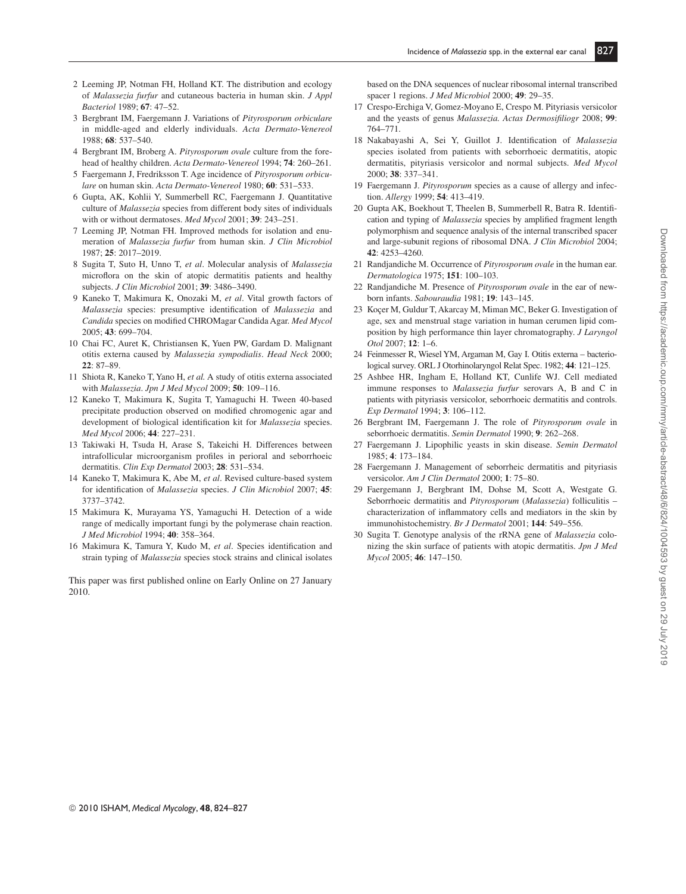2 Leeming JP, Notman FH, Holland KT. The distribution and ecology of *Malassezia furfur* and cutaneous bacteria in human skin. *J Appl Bacteriol* 1989; **67**: 47–52.

3 Bergbrant IM, Faergemann J. Variations of *Pityrosporum orbiculare* in middle-aged and elderly individuals. *Acta Dermato-Venereol* 1988; **68**: 537–540.

4 Bergbrant IM, Broberg A. *Pityrosporum ovale* culture from the forehead of healthy children. *Acta Dermato-Venereol* 1994; **74**: 260–261.

5 Faergemann J, Fredriksson T. Age incidence of *Pityrosporum orbiculare* on human skin. *Acta Dermato-Venereol* 1980; **60**: 531–533.

6 Gupta, AK, Kohlii Y, Summerbell RC, Faergemann J. Quantitative culture of *Malassezia* species from different body sites of individuals with or without dermatoses. *Med Mycol* 2001; **39**: 243–251.

7 Leeming JP, Notman FH. Improved methods for isolation and enumeration of *Malassezia furfur* from human skin. *J Clin Microbiol* 1987; **25**: 2017–2019.

8 Sugita T, Suto H, Unno T, *et al*. Molecular analysis of *Malassezia* microflora on the skin of atopic dermatitis patients and healthy subjects. *J Clin Microbiol* 2001; **39**: 3486–3490.

9 Kaneko T, Makimura K, Onozaki M, *et al*. Vital growth factors of *Malassezia* species: presumptive identification of *Malassezia* and *Candida* species on modified CHROMagar Candida Agar. *Med Mycol* 2005; **43**: 699–704.

10 Chai FC, Auret K, Christiansen K, Yuen PW, Gardam D. Malignant otitis externa caused by *Malassezia sympodialis*. *Head Neck* 2000; **22**: 87–89.

11 Shiota R, Kaneko T, Yano H, *et al.* A study of otitis externa associated with *Malassezia*. *Jpn J Med Mycol* 2009; **50**: 109–116.

12 Kaneko T, Makimura K, Sugita T, Yamaguchi H. Tween 40-based precipitate production observed on modified chromogenic agar and development of biological identification kit for *Malassezia* species. *Med Mycol* 2006; **44**: 227–231.

13 Takiwaki H, Tsuda H, Arase S, Takeichi H. Differences between intrafollicular microorganism profiles in perioral and seborrhoeic dermatitis. *Clin Exp Dermatol* 2003; **28**: 531–534.

14 Kaneko T, Makimura K, Abe M, *et al*. Revised culture-based system for identification of *Malassezia* species. *J Clin Microbiol* 2007; **45**: 3737–3742.

15 Makimura K, Murayama YS, Yamaguchi H. Detection of a wide range of medically important fungi by the polymerase chain reaction. *J Med Microbiol* 1994; **40**: 358–364.

16 Makimura K, Tamura Y, Kudo M, *et al*. Species identification and strain typing of *Malassezia* species stock strains and clinical isolates based on the DNA sequences of nuclear ribosomal internal transcribed spacer 1 regions. *J Med Microbiol* 2000; **49**: 29–35.

17 Crespo-Erchiga V, Gomez-Moyano E, Crespo M. Pityriasis versicolor and the yeasts of genus *Malassezia. Actas Dermosifiliogr* 2008; **99**: 764–771.

18 Nakabayashi A, Sei Y, Guillot J. Identification of *Malassezia* species isolated from patients with seborrhoeic dermatitis, atopic dermatitis, pityriasis versicolor and normal subjects. *Med Mycol* 2000; **38**: 337–341.

19 Faergemann J. *Pityrosporum* species as a cause of allergy and infection. *Allergy* 1999; **54**: 413–419.

20 Gupta AK, Boekhout T, Theelen B, Summerbell R, Batra R. Identification and typing of *Malassezia* species by amplified fragment length polymorphism and sequence analysis of the internal transcribed spacer and large-subunit regions of ribosomal DNA. *J Clin Microbiol* 2004; **42**: 4253–4260.

21 Randjandiche M. Occurrence of *Pityrosporum ovale* in the human ear. *Dermatologica* 1975; **151**: 100–103.

22 Randjandiche M. Presence of *Pityrosporum ovale* in the ear of newborn infants. *Sabouraudia* 1981; **19**: 143–145.

23 Koçer M, Guldur T, Akarcay M, Miman MC, Beker G. Investigation of age, sex and menstrual stage variation in human cerumen lipid composition by high performance thin layer chromatography. *J Laryngol Otol* 2007; **12**: 1–6.

24 Feinmesser R, Wiesel YM, Argaman M, Gay I. Otitis externa – bacteriological survey. ORL J Otorhinolaryngol Relat Spec. 1982; **44**: 121–125.

25 Ashbee HR, Ingham E, Holland KT, Cunlife WJ. Cell mediated immune responses to *Malassezia furfur* serovars A, B and C in patients with pityriasis versicolor, seborrhoeic dermatitis and controls. *Exp Dermatol* 1994; **3**: 106–112.

26 Bergbrant IM, Faergemann J. The role of *Pityrosporum ovale* in seborrhoeic dermatitis. *Semin Dermatol* 1990; **9**: 262–268.

27 Faergemann J. Lipophilic yeasts in skin disease. *Semin Dermatol* 1985; **4**: 173–184.

28 Faergemann J. Management of seborrheic dermatitis and pityriasis versicolor. *Am J Clin Dermatol* 2000; **1**: 75–80.

29 Faergemann J, Bergbrant IM, Dohse M, Scott A, Westgate G. Seborrhoeic dermatitis and *Pityrosporum* (*Malassezia*) folliculitis – characterization of inflammatory cells and mediators in the skin by immunohistochemistry. *Br J Dermatol* 2001; **144**: 549–556.

30 Sugita T. Genotype analysis of the rRNA gene of *Malassezia* colonizing the skin surface of patients with atopic dermatitis. *Jpn J Med Mycol* 2005; **46**: 147–150.

This paper was first published online on Early Online on 27 January 2010.